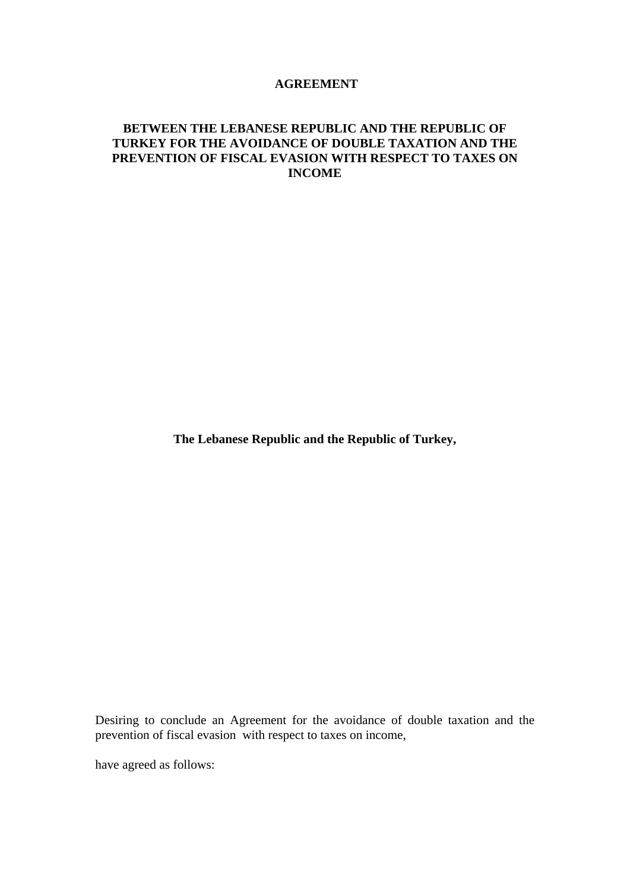# AGREEMENT

## BETWEEN THE LEBANESE REPUBLIC AND THE REPUBLIC OF TURKEY FOR THE AVOIDANCE OF DOUBLE TAXATION AND THE PREVENTION OF FISCAL EVASION WITH RESPECT TO TAXES ON INCOME

**The Lebanese Republic and the Republic of Turkey,**

Desiring to conclude an Agreement for the avoidance of double taxation and the prevention of fiscal evasion with respect to taxes on income,

have agreed as follows: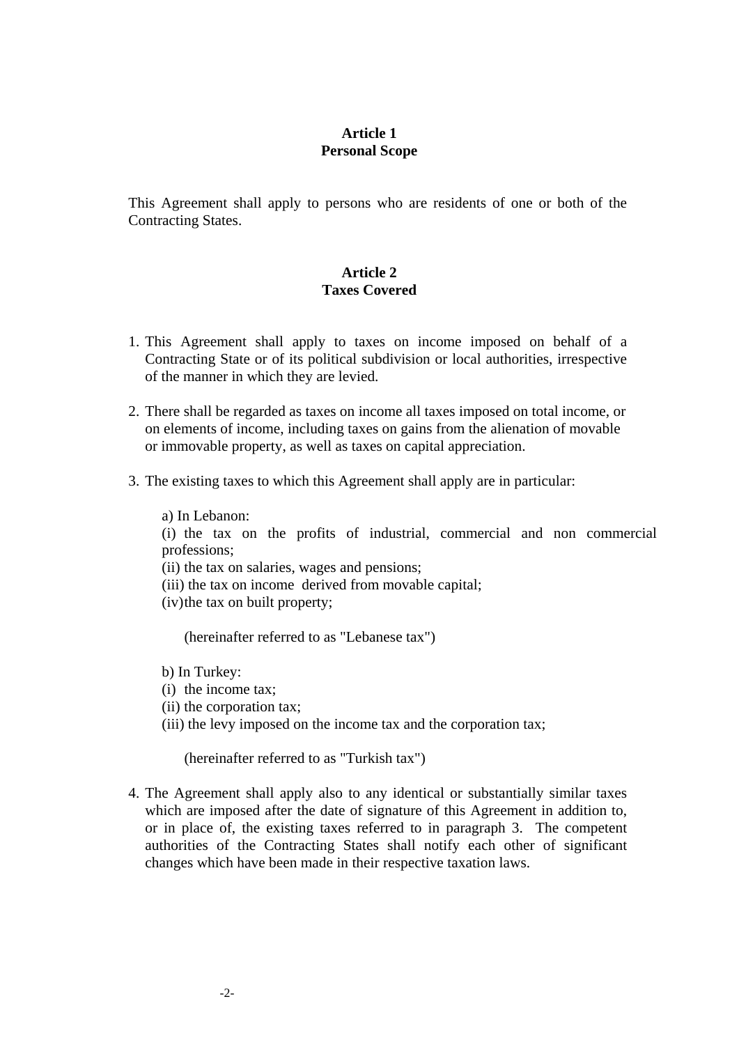**Article 1**
**Personal Scope**

This Agreement shall apply to persons who are residents of one or both of the Contracting States.

**Article 2**
**Taxes Covered**

1. This Agreement shall apply to taxes on income imposed on behalf of a Contracting State or of its political subdivision or local authorities, irrespective of the manner in which they are levied.

2. There shall be regarded as taxes on income all taxes imposed on total income, or on elements of income, including taxes on gains from the alienation of movable or immovable property, as well as taxes on capital appreciation.

3. The existing taxes to which this Agreement shall apply are in particular:

   a) In Lebanon:
   (i) the tax on the profits of industrial, commercial and non commercial professions;
   (ii) the tax on salaries, wages and pensions;
   (iii) the tax on income derived from movable capital;
   (iv) the tax on built property;

   (hereinafter referred to as "Lebanese tax")

   b) In Turkey:
   (i) the income tax;
   (ii) the corporation tax;
   (iii) the levy imposed on the income tax and the corporation tax;

   (hereinafter referred to as "Turkish tax")

4. The Agreement shall apply also to any identical or substantially similar taxes which are imposed after the date of signature of this Agreement in addition to, or in place of, the existing taxes referred to in paragraph 3. The competent authorities of the Contracting States shall notify each other of significant changes which have been made in their respective taxation laws.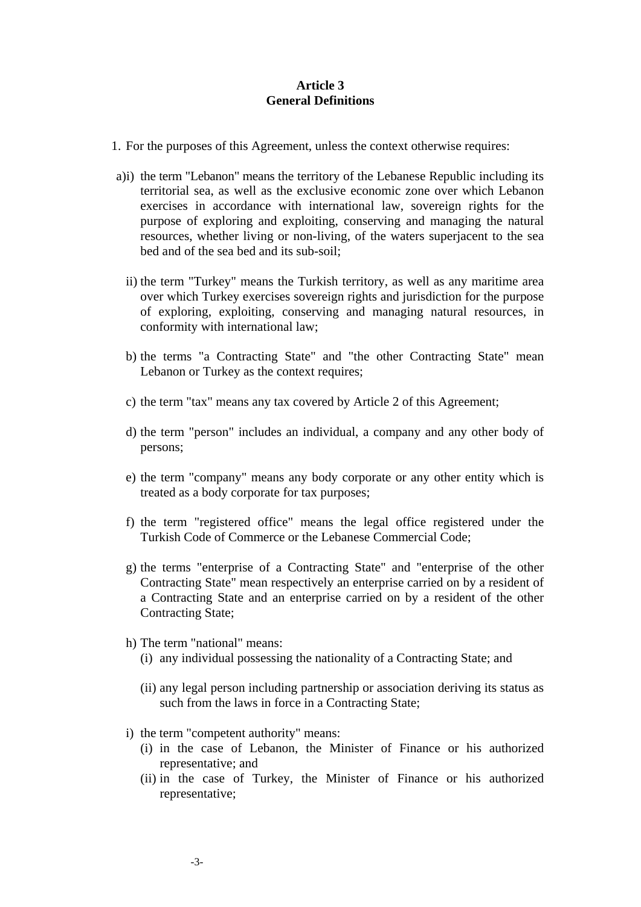**Article 3**
**General Definitions**

1. For the purposes of this Agreement, unless the context otherwise requires:

a) i) the term "Lebanon" means the territory of the Lebanese Republic including its territorial sea, as well as the exclusive economic zone over which Lebanon exercises in accordance with international law, sovereign rights for the purpose of exploring and exploiting, conserving and managing the natural resources, whether living or non-living, of the waters superjacent to the sea bed and of the sea bed and its sub-soil;

ii) the term "Turkey" means the Turkish territory, as well as any maritime area over which Turkey exercises sovereign rights and jurisdiction for the purpose of exploring, exploiting, conserving and managing natural resources, in conformity with international law;

b) the terms "a Contracting State" and "the other Contracting State" mean Lebanon or Turkey as the context requires;

c) the term "tax" means any tax covered by Article 2 of this Agreement;

d) the term "person" includes an individual, a company and any other body of persons;

e) the term "company" means any body corporate or any other entity which is treated as a body corporate for tax purposes;

f) the term "registered office" means the legal office registered under the Turkish Code of Commerce or the Lebanese Commercial Code;

g) the terms "enterprise of a Contracting State" and "enterprise of the other Contracting State" mean respectively an enterprise carried on by a resident of a Contracting State and an enterprise carried on by a resident of the other Contracting State;

h) The term "national" means:

(i) any individual possessing the nationality of a Contracting State; and

(ii) any legal person including partnership or association deriving its status as such from the laws in force in a Contracting State;

i) the term "competent authority" means:

(i) in the case of Lebanon, the Minister of Finance or his authorized representative; and

(ii) in the case of Turkey, the Minister of Finance or his authorized representative;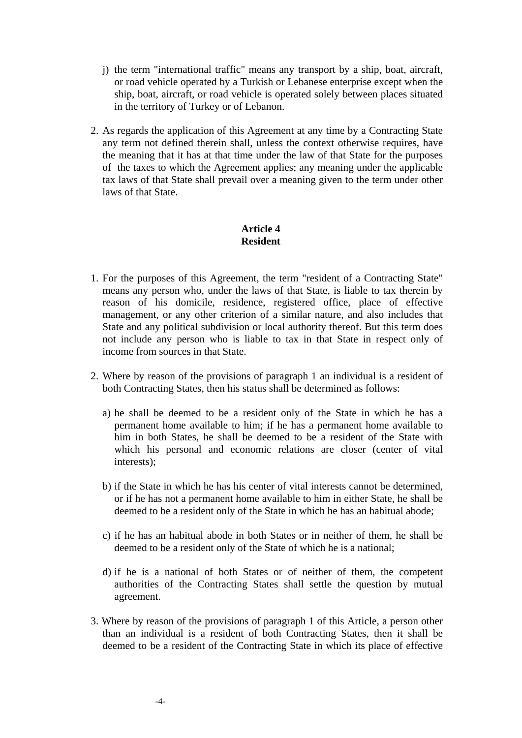j) the term "international traffic" means any transport by a ship, boat, aircraft, or road vehicle operated by a Turkish or Lebanese enterprise except when the ship, boat, aircraft, or road vehicle is operated solely between places situated in the territory of Turkey or of Lebanon.

2. As regards the application of this Agreement at any time by a Contracting State any term not defined therein shall, unless the context otherwise requires, have the meaning that it has at that time under the law of that State for the purposes of the taxes to which the Agreement applies; any meaning under the applicable tax laws of that State shall prevail over a meaning given to the term under other laws of that State.

## Article 4
## Resident

1. For the purposes of this Agreement, the term "resident of a Contracting State" means any person who, under the laws of that State, is liable to tax therein by reason of his domicile, residence, registered office, place of effective management, or any other criterion of a similar nature, and also includes that State and any political subdivision or local authority thereof. But this term does not include any person who is liable to tax in that State in respect only of income from sources in that State.

2. Where by reason of the provisions of paragraph 1 an individual is a resident of both Contracting States, then his status shall be determined as follows:

   a) he shall be deemed to be a resident only of the State in which he has a permanent home available to him; if he has a permanent home available to him in both States, he shall be deemed to be a resident of the State with which his personal and economic relations are closer (center of vital interests);

   b) if the State in which he has his center of vital interests cannot be determined, or if he has not a permanent home available to him in either State, he shall be deemed to be a resident only of the State in which he has an habitual abode;

   c) if he has an habitual abode in both States or in neither of them, he shall be deemed to be a resident only of the State of which he is a national;

   d) if he is a national of both States or of neither of them, the competent authorities of the Contracting States shall settle the question by mutual agreement.

3. Where by reason of the provisions of paragraph 1 of this Article, a person other than an individual is a resident of both Contracting States, then it shall be deemed to be a resident of the Contracting State in which its place of effective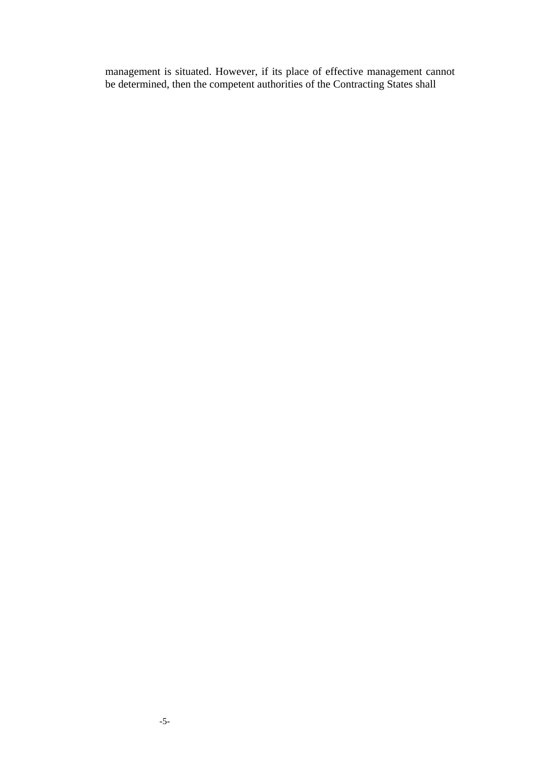management is situated. However, if its place of effective management cannot be determined, then the competent authorities of the Contracting States shall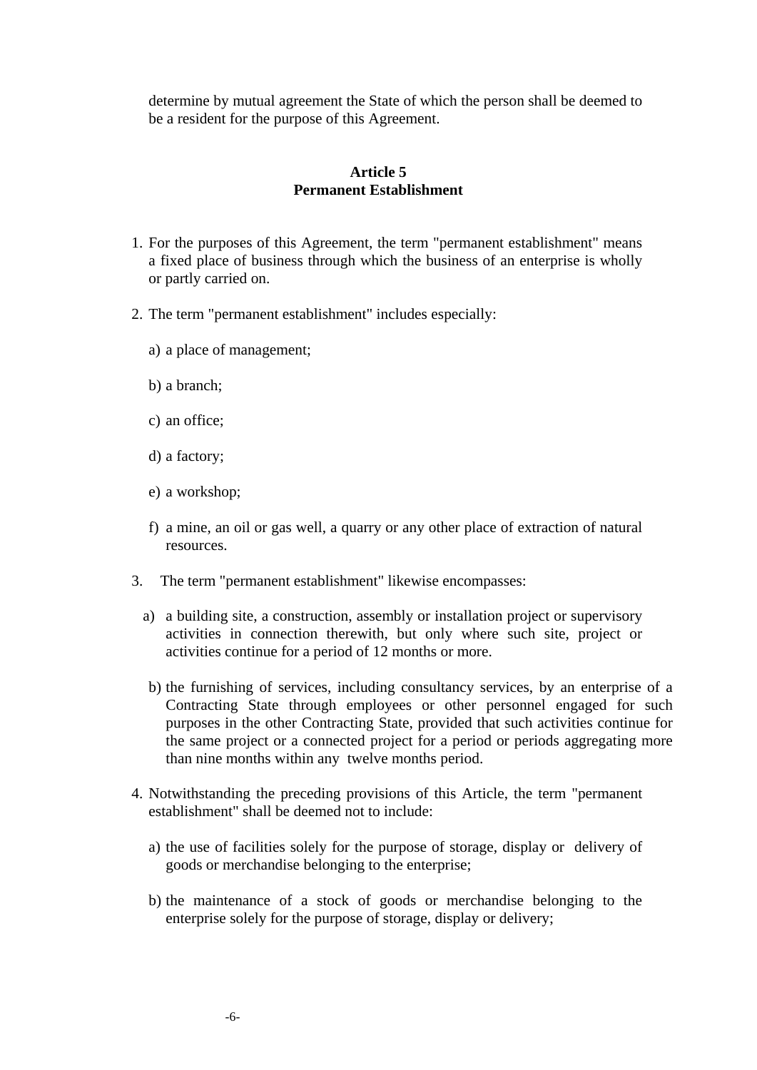determine by mutual agreement the State of which the person shall be deemed to be a resident for the purpose of this Agreement.

## Article 5
## Permanent Establishment

1. For the purposes of this Agreement, the term "permanent establishment" means a fixed place of business through which the business of an enterprise is wholly or partly carried on.

2. The term "permanent establishment" includes especially:

   a) a place of management;

   b) a branch;

   c) an office;

   d) a factory;

   e) a workshop;

   f) a mine, an oil or gas well, a quarry or any other place of extraction of natural resources.

3. The term "permanent establishment" likewise encompasses:

   a) a building site, a construction, assembly or installation project or supervisory activities in connection therewith, but only where such site, project or activities continue for a period of 12 months or more.

   b) the furnishing of services, including consultancy services, by an enterprise of a Contracting State through employees or other personnel engaged for such purposes in the other Contracting State, provided that such activities continue for the same project or a connected project for a period or periods aggregating more than nine months within any twelve months period.

4. Notwithstanding the preceding provisions of this Article, the term "permanent establishment" shall be deemed not to include:

   a) the use of facilities solely for the purpose of storage, display or delivery of goods or merchandise belonging to the enterprise;

   b) the maintenance of a stock of goods or merchandise belonging to the enterprise solely for the purpose of storage, display or delivery;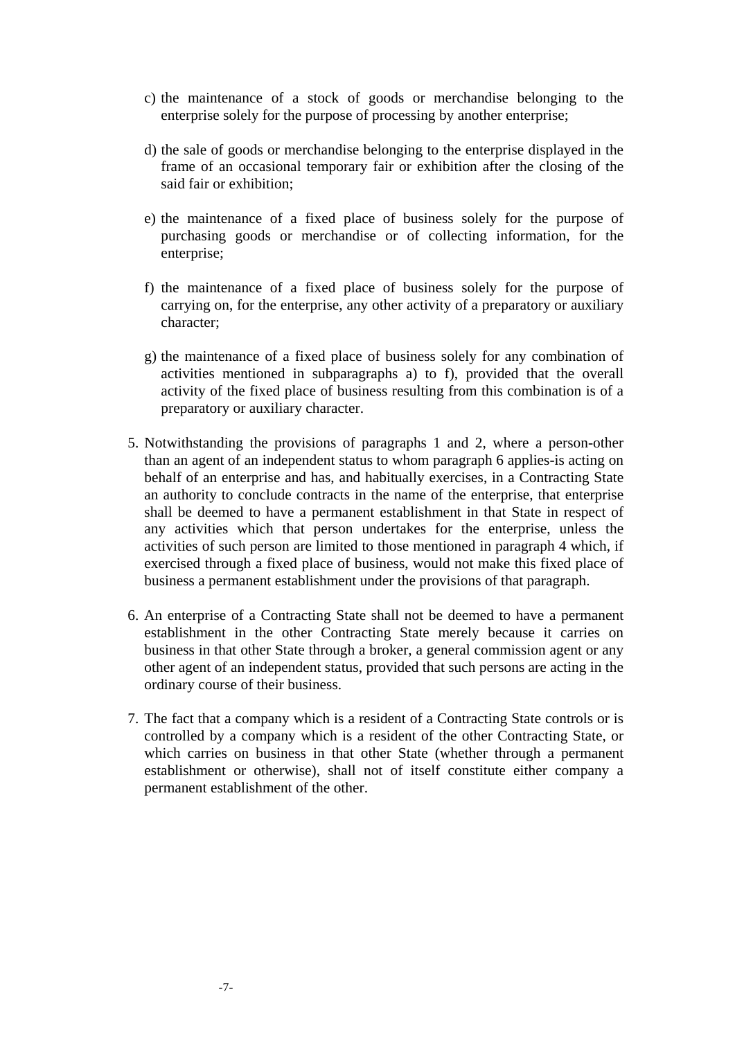c) the maintenance of a stock of goods or merchandise belonging to the enterprise solely for the purpose of processing by another enterprise;

d) the sale of goods or merchandise belonging to the enterprise displayed in the frame of an occasional temporary fair or exhibition after the closing of the said fair or exhibition;

e) the maintenance of a fixed place of business solely for the purpose of purchasing goods or merchandise or of collecting information, for the enterprise;

f) the maintenance of a fixed place of business solely for the purpose of carrying on, for the enterprise, any other activity of a preparatory or auxiliary character;

g) the maintenance of a fixed place of business solely for any combination of activities mentioned in subparagraphs a) to f), provided that the overall activity of the fixed place of business resulting from this combination is of a preparatory or auxiliary character.

5. Notwithstanding the provisions of paragraphs 1 and 2, where a person-other than an agent of an independent status to whom paragraph 6 applies-is acting on behalf of an enterprise and has, and habitually exercises, in a Contracting State an authority to conclude contracts in the name of the enterprise, that enterprise shall be deemed to have a permanent establishment in that State in respect of any activities which that person undertakes for the enterprise, unless the activities of such person are limited to those mentioned in paragraph 4 which, if exercised through a fixed place of business, would not make this fixed place of business a permanent establishment under the provisions of that paragraph.

6. An enterprise of a Contracting State shall not be deemed to have a permanent establishment in the other Contracting State merely because it carries on business in that other State through a broker, a general commission agent or any other agent of an independent status, provided that such persons are acting in the ordinary course of their business.

7. The fact that a company which is a resident of a Contracting State controls or is controlled by a company which is a resident of the other Contracting State, or which carries on business in that other State (whether through a permanent establishment or otherwise), shall not of itself constitute either company a permanent establishment of the other.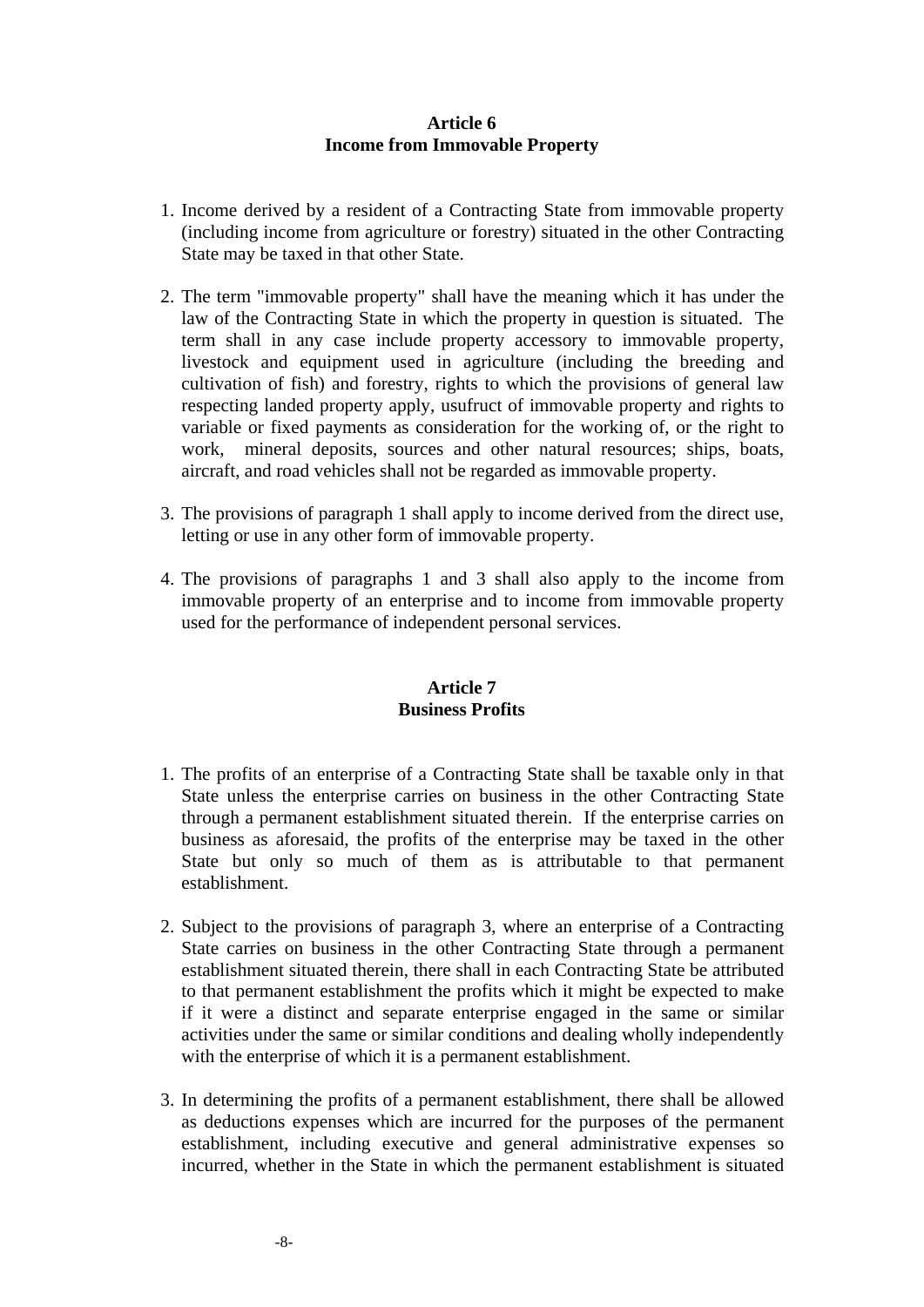## Article 6
## Income from Immovable Property

1. Income derived by a resident of a Contracting State from immovable property (including income from agriculture or forestry) situated in the other Contracting State may be taxed in that other State.

2. The term "immovable property" shall have the meaning which it has under the law of the Contracting State in which the property in question is situated. The term shall in any case include property accessory to immovable property, livestock and equipment used in agriculture (including the breeding and cultivation of fish) and forestry, rights to which the provisions of general law respecting landed property apply, usufruct of immovable property and rights to variable or fixed payments as consideration for the working of, or the right to work, mineral deposits, sources and other natural resources; ships, boats, aircraft, and road vehicles shall not be regarded as immovable property.

3. The provisions of paragraph 1 shall apply to income derived from the direct use, letting or use in any other form of immovable property.

4. The provisions of paragraphs 1 and 3 shall also apply to the income from immovable property of an enterprise and to income from immovable property used for the performance of independent personal services.

## Article 7
## Business Profits

1. The profits of an enterprise of a Contracting State shall be taxable only in that State unless the enterprise carries on business in the other Contracting State through a permanent establishment situated therein. If the enterprise carries on business as aforesaid, the profits of the enterprise may be taxed in the other State but only so much of them as is attributable to that permanent establishment.

2. Subject to the provisions of paragraph 3, where an enterprise of a Contracting State carries on business in the other Contracting State through a permanent establishment situated therein, there shall in each Contracting State be attributed to that permanent establishment the profits which it might be expected to make if it were a distinct and separate enterprise engaged in the same or similar activities under the same or similar conditions and dealing wholly independently with the enterprise of which it is a permanent establishment.

3. In determining the profits of a permanent establishment, there shall be allowed as deductions expenses which are incurred for the purposes of the permanent establishment, including executive and general administrative expenses so incurred, whether in the State in which the permanent establishment is situated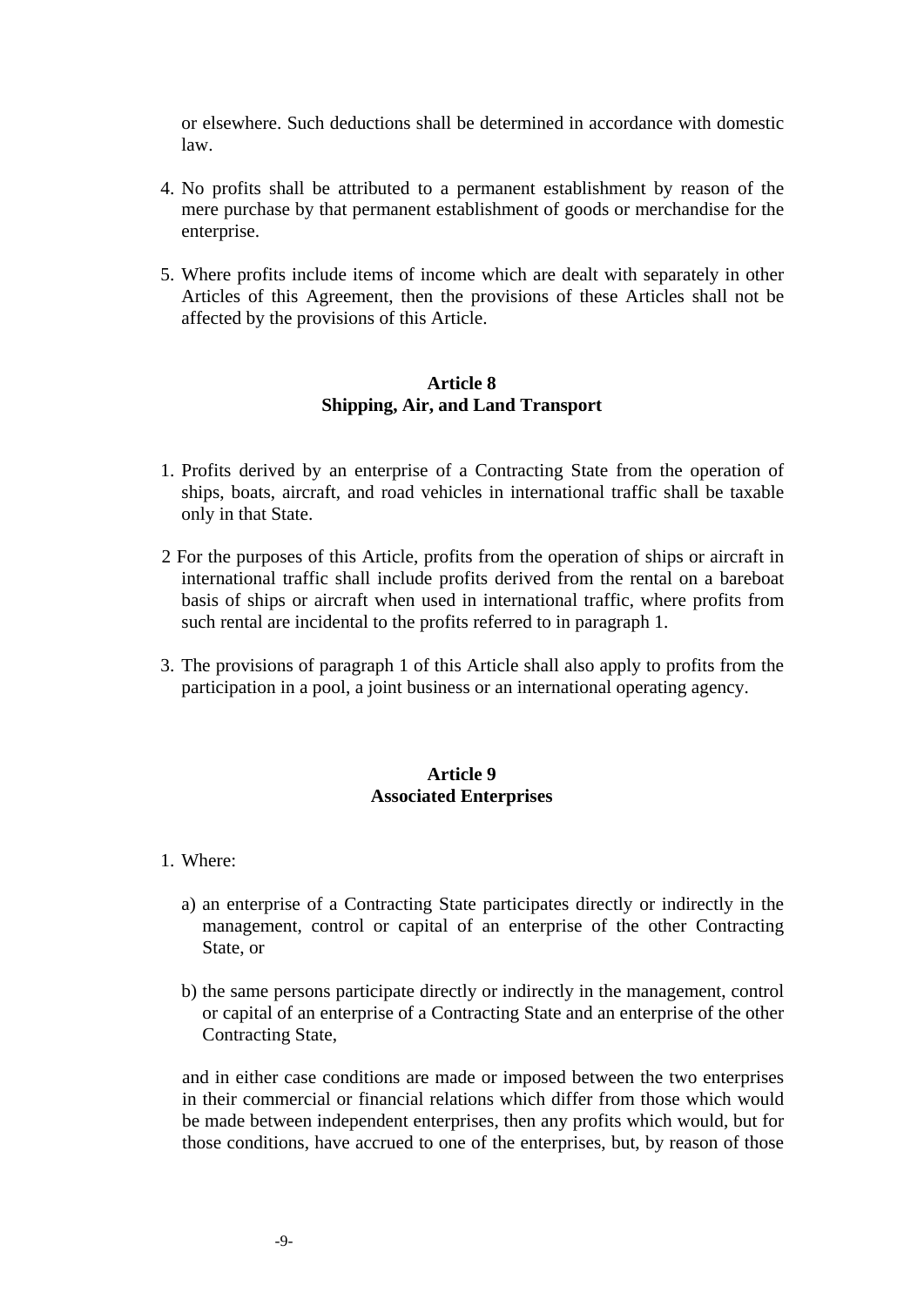or elsewhere. Such deductions shall be determined in accordance with domestic law.

4. No profits shall be attributed to a permanent establishment by reason of the mere purchase by that permanent establishment of goods or merchandise for the enterprise.

5. Where profits include items of income which are dealt with separately in other Articles of this Agreement, then the provisions of these Articles shall not be affected by the provisions of this Article.

## Article 8
## Shipping, Air, and Land Transport

1. Profits derived by an enterprise of a Contracting State from the operation of ships, boats, aircraft, and road vehicles in international traffic shall be taxable only in that State.

2 For the purposes of this Article, profits from the operation of ships or aircraft in international traffic shall include profits derived from the rental on a bareboat basis of ships or aircraft when used in international traffic, where profits from such rental are incidental to the profits referred to in paragraph 1.

3. The provisions of paragraph 1 of this Article shall also apply to profits from the participation in a pool, a joint business or an international operating agency.

## Article 9
## Associated Enterprises

1. Where:

   a) an enterprise of a Contracting State participates directly or indirectly in the management, control or capital of an enterprise of the other Contracting State, or

   b) the same persons participate directly or indirectly in the management, control or capital of an enterprise of a Contracting State and an enterprise of the other Contracting State,

   and in either case conditions are made or imposed between the two enterprises in their commercial or financial relations which differ from those which would be made between independent enterprises, then any profits which would, but for those conditions, have accrued to one of the enterprises, but, by reason of those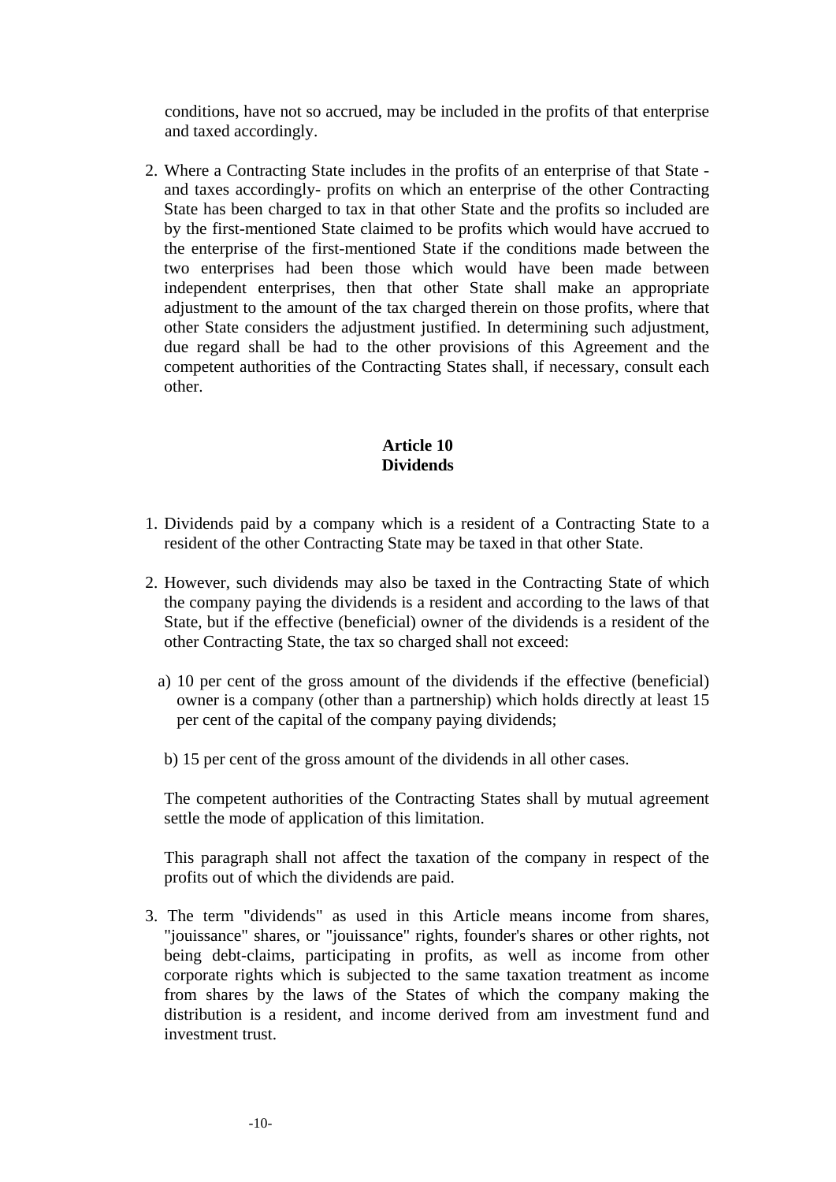conditions, have not so accrued, may be included in the profits of that enterprise and taxed accordingly.

2. Where a Contracting State includes in the profits of an enterprise of that State - and taxes accordingly- profits on which an enterprise of the other Contracting State has been charged to tax in that other State and the profits so included are by the first-mentioned State claimed to be profits which would have accrued to the enterprise of the first-mentioned State if the conditions made between the two enterprises had been those which would have been made between independent enterprises, then that other State shall make an appropriate adjustment to the amount of the tax charged therein on those profits, where that other State considers the adjustment justified. In determining such adjustment, due regard shall be had to the other provisions of this Agreement and the competent authorities of the Contracting States shall, if necessary, consult each other.

## Article 10
## Dividends

1. Dividends paid by a company which is a resident of a Contracting State to a resident of the other Contracting State may be taxed in that other State.

2. However, such dividends may also be taxed in the Contracting State of which the company paying the dividends is a resident and according to the laws of that State, but if the effective (beneficial) owner of the dividends is a resident of the other Contracting State, the tax so charged shall not exceed:

   a) 10 per cent of the gross amount of the dividends if the effective (beneficial) owner is a company (other than a partnership) which holds directly at least 15 per cent of the capital of the company paying dividends;

   b) 15 per cent of the gross amount of the dividends in all other cases.

   The competent authorities of the Contracting States shall by mutual agreement settle the mode of application of this limitation.

   This paragraph shall not affect the taxation of the company in respect of the profits out of which the dividends are paid.

3. The term "dividends" as used in this Article means income from shares, "jouissance" shares, or "jouissance" rights, founder's shares or other rights, not being debt-claims, participating in profits, as well as income from other corporate rights which is subjected to the same taxation treatment as income from shares by the laws of the States of which the company making the distribution is a resident, and income derived from am investment fund and investment trust.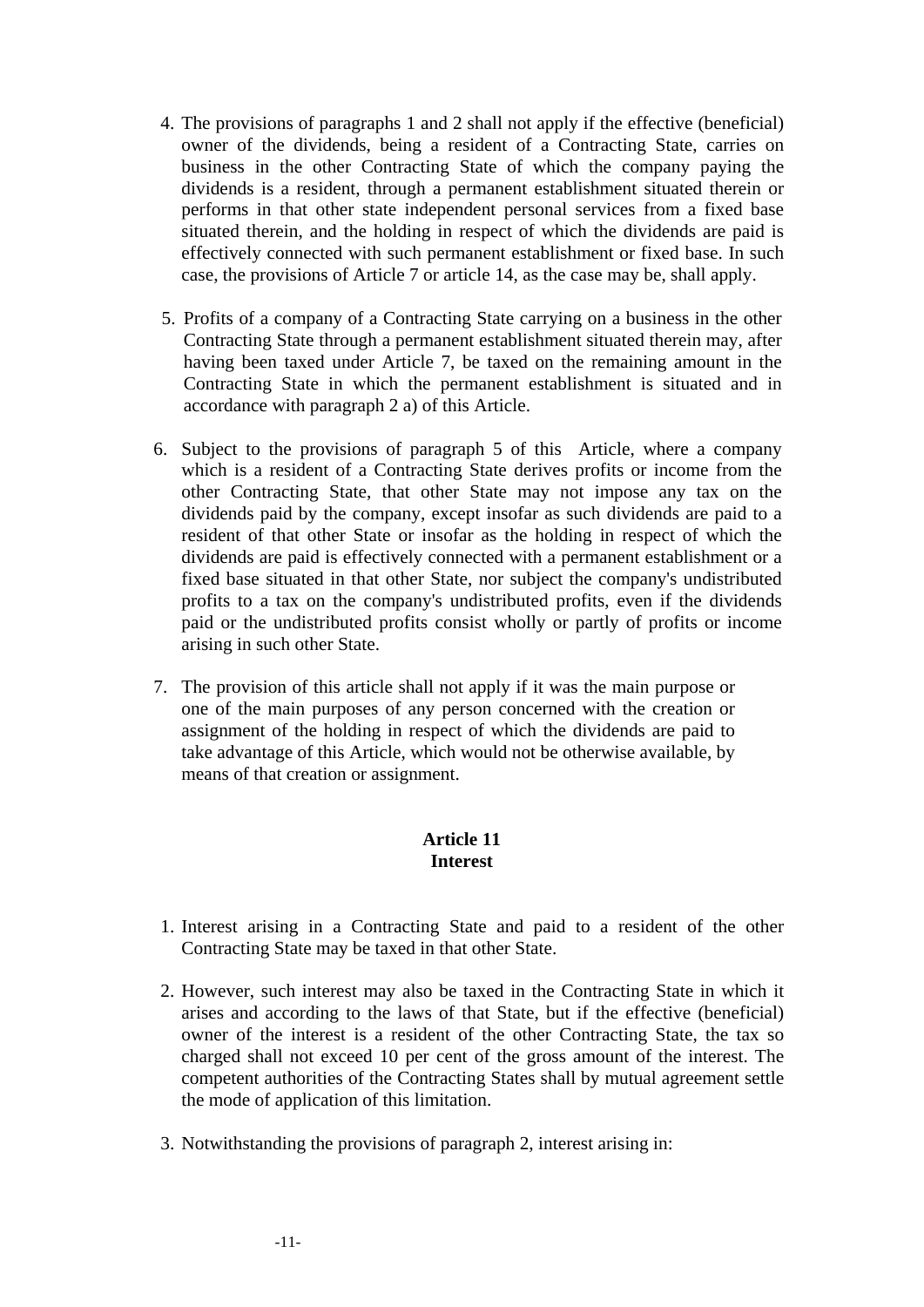4. The provisions of paragraphs 1 and 2 shall not apply if the effective (beneficial) owner of the dividends, being a resident of a Contracting State, carries on business in the other Contracting State of which the company paying the dividends is a resident, through a permanent establishment situated therein or performs in that other state independent personal services from a fixed base situated therein, and the holding in respect of which the dividends are paid is effectively connected with such permanent establishment or fixed base. In such case, the provisions of Article 7 or article 14, as the case may be, shall apply.

5. Profits of a company of a Contracting State carrying on a business in the other Contracting State through a permanent establishment situated therein may, after having been taxed under Article 7, be taxed on the remaining amount in the Contracting State in which the permanent establishment is situated and in accordance with paragraph 2 a) of this Article.

6. Subject to the provisions of paragraph 5 of this Article, where a company which is a resident of a Contracting State derives profits or income from the other Contracting State, that other State may not impose any tax on the dividends paid by the company, except insofar as such dividends are paid to a resident of that other State or insofar as the holding in respect of which the dividends are paid is effectively connected with a permanent establishment or a fixed base situated in that other State, nor subject the company's undistributed profits to a tax on the company's undistributed profits, even if the dividends paid or the undistributed profits consist wholly or partly of profits or income arising in such other State.

7. The provision of this article shall not apply if it was the main purpose or one of the main purposes of any person concerned with the creation or assignment of the holding in respect of which the dividends are paid to take advantage of this Article, which would not be otherwise available, by means of that creation or assignment.

## Article 11
## Interest

1. Interest arising in a Contracting State and paid to a resident of the other Contracting State may be taxed in that other State.

2. However, such interest may also be taxed in the Contracting State in which it arises and according to the laws of that State, but if the effective (beneficial) owner of the interest is a resident of the other Contracting State, the tax so charged shall not exceed 10 per cent of the gross amount of the interest. The competent authorities of the Contracting States shall by mutual agreement settle the mode of application of this limitation.

3. Notwithstanding the provisions of paragraph 2, interest arising in: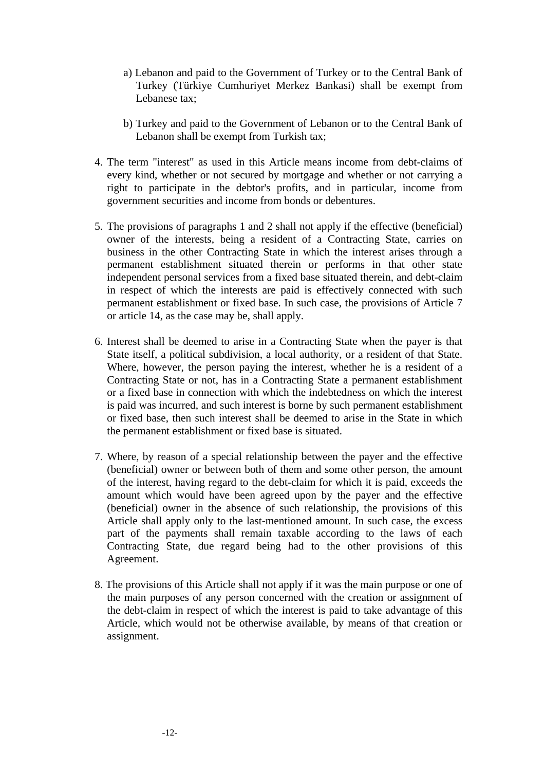a) Lebanon and paid to the Government of Turkey or to the Central Bank of Turkey (Türkiye Cumhuriyet Merkez Bankasi) shall be exempt from Lebanese tax;

b) Turkey and paid to the Government of Lebanon or to the Central Bank of Lebanon shall be exempt from Turkish tax;

4. The term "interest" as used in this Article means income from debt-claims of every kind, whether or not secured by mortgage and whether or not carrying a right to participate in the debtor's profits, and in particular, income from government securities and income from bonds or debentures.

5. The provisions of paragraphs 1 and 2 shall not apply if the effective (beneficial) owner of the interests, being a resident of a Contracting State, carries on business in the other Contracting State in which the interest arises through a permanent establishment situated therein or performs in that other state independent personal services from a fixed base situated therein, and debt-claim in respect of which the interests are paid is effectively connected with such permanent establishment or fixed base. In such case, the provisions of Article 7 or article 14, as the case may be, shall apply.

6. Interest shall be deemed to arise in a Contracting State when the payer is that State itself, a political subdivision, a local authority, or a resident of that State. Where, however, the person paying the interest, whether he is a resident of a Contracting State or not, has in a Contracting State a permanent establishment or a fixed base in connection with which the indebtedness on which the interest is paid was incurred, and such interest is borne by such permanent establishment or fixed base, then such interest shall be deemed to arise in the State in which the permanent establishment or fixed base is situated.

7. Where, by reason of a special relationship between the payer and the effective (beneficial) owner or between both of them and some other person, the amount of the interest, having regard to the debt-claim for which it is paid, exceeds the amount which would have been agreed upon by the payer and the effective (beneficial) owner in the absence of such relationship, the provisions of this Article shall apply only to the last-mentioned amount. In such case, the excess part of the payments shall remain taxable according to the laws of each Contracting State, due regard being had to the other provisions of this Agreement.

8. The provisions of this Article shall not apply if it was the main purpose or one of the main purposes of any person concerned with the creation or assignment of the debt-claim in respect of which the interest is paid to take advantage of this Article, which would not be otherwise available, by means of that creation or assignment.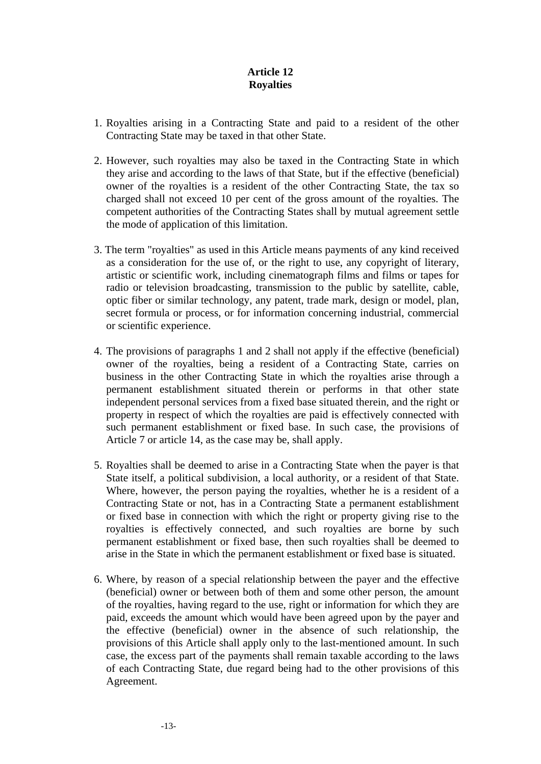# Article 12
# Royalties

1. Royalties arising in a Contracting State and paid to a resident of the other Contracting State may be taxed in that other State.

2. However, such royalties may also be taxed in the Contracting State in which they arise and according to the laws of that State, but if the effective (beneficial) owner of the royalties is a resident of the other Contracting State, the tax so charged shall not exceed 10 per cent of the gross amount of the royalties. The competent authorities of the Contracting States shall by mutual agreement settle the mode of application of this limitation.

3. The term "royalties" as used in this Article means payments of any kind received as a consideration for the use of, or the right to use, any copyright of literary, artistic or scientific work, including cinematograph films and films or tapes for radio or television broadcasting, transmission to the public by satellite, cable, optic fiber or similar technology, any patent, trade mark, design or model, plan, secret formula or process, or for information concerning industrial, commercial or scientific experience.

4. The provisions of paragraphs 1 and 2 shall not apply if the effective (beneficial) owner of the royalties, being a resident of a Contracting State, carries on business in the other Contracting State in which the royalties arise through a permanent establishment situated therein or performs in that other state independent personal services from a fixed base situated therein, and the right or property in respect of which the royalties are paid is effectively connected with such permanent establishment or fixed base. In such case, the provisions of Article 7 or article 14, as the case may be, shall apply.

5. Royalties shall be deemed to arise in a Contracting State when the payer is that State itself, a political subdivision, a local authority, or a resident of that State. Where, however, the person paying the royalties, whether he is a resident of a Contracting State or not, has in a Contracting State a permanent establishment or fixed base in connection with which the right or property giving rise to the royalties is effectively connected, and such royalties are borne by such permanent establishment or fixed base, then such royalties shall be deemed to arise in the State in which the permanent establishment or fixed base is situated.

6. Where, by reason of a special relationship between the payer and the effective (beneficial) owner or between both of them and some other person, the amount of the royalties, having regard to the use, right or information for which they are paid, exceeds the amount which would have been agreed upon by the payer and the effective (beneficial) owner in the absence of such relationship, the provisions of this Article shall apply only to the last-mentioned amount. In such case, the excess part of the payments shall remain taxable according to the laws of each Contracting State, due regard being had to the other provisions of this Agreement.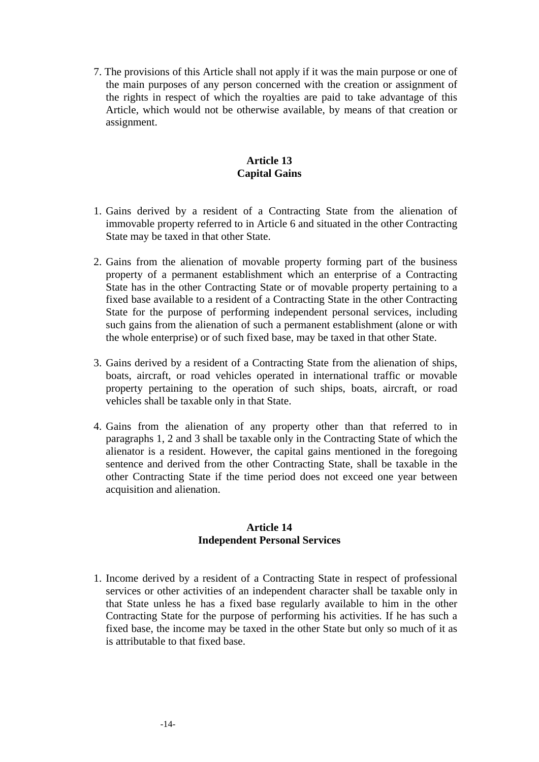7. The provisions of this Article shall not apply if it was the main purpose or one of the main purposes of any person concerned with the creation or assignment of the rights in respect of which the royalties are paid to take advantage of this Article, which would not be otherwise available, by means of that creation or assignment.

## Article 13
## Capital Gains

1. Gains derived by a resident of a Contracting State from the alienation of immovable property referred to in Article 6 and situated in the other Contracting State may be taxed in that other State.

2. Gains from the alienation of movable property forming part of the business property of a permanent establishment which an enterprise of a Contracting State has in the other Contracting State or of movable property pertaining to a fixed base available to a resident of a Contracting State in the other Contracting State for the purpose of performing independent personal services, including such gains from the alienation of such a permanent establishment (alone or with the whole enterprise) or of such fixed base, may be taxed in that other State.

3. Gains derived by a resident of a Contracting State from the alienation of ships, boats, aircraft, or road vehicles operated in international traffic or movable property pertaining to the operation of such ships, boats, aircraft, or road vehicles shall be taxable only in that State.

4. Gains from the alienation of any property other than that referred to in paragraphs 1, 2 and 3 shall be taxable only in the Contracting State of which the alienator is a resident. However, the capital gains mentioned in the foregoing sentence and derived from the other Contracting State, shall be taxable in the other Contracting State if the time period does not exceed one year between acquisition and alienation.

## Article 14
## Independent Personal Services

1. Income derived by a resident of a Contracting State in respect of professional services or other activities of an independent character shall be taxable only in that State unless he has a fixed base regularly available to him in the other Contracting State for the purpose of performing his activities. If he has such a fixed base, the income may be taxed in the other State but only so much of it as is attributable to that fixed base.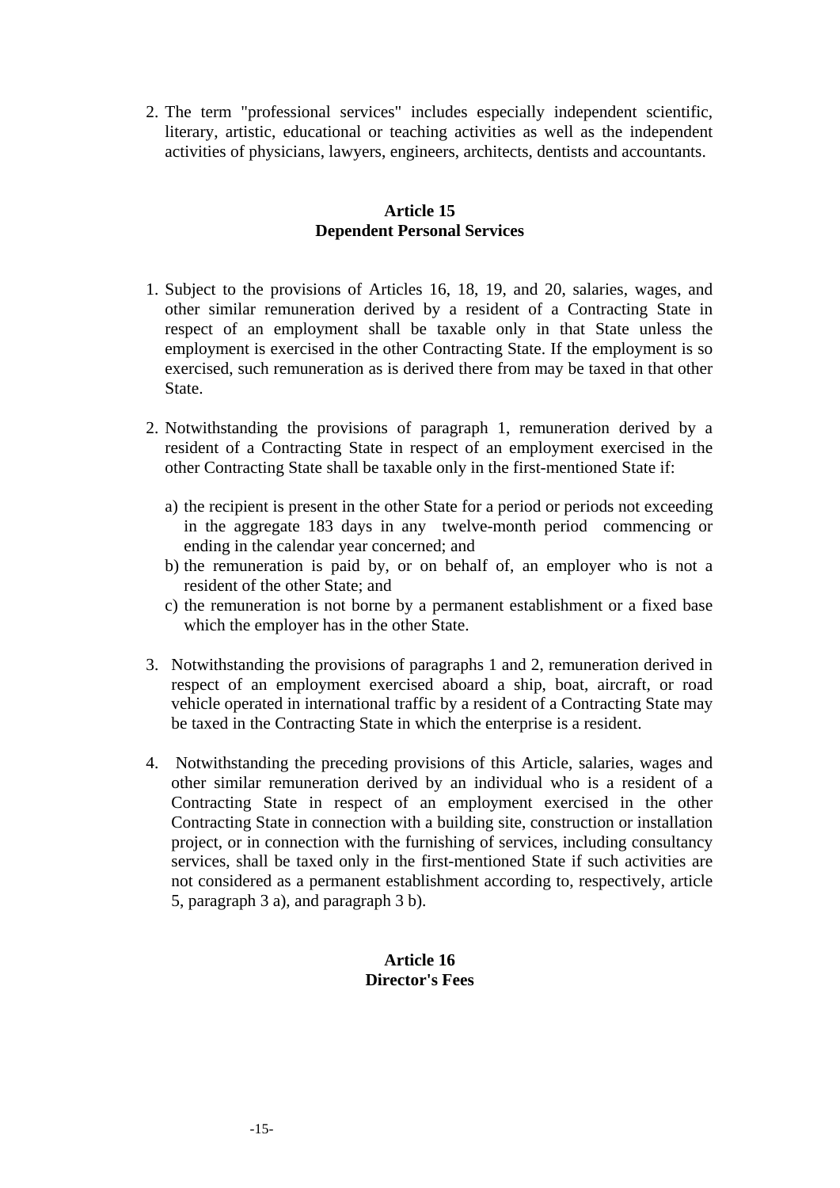2. The term "professional services" includes especially independent scientific, literary, artistic, educational or teaching activities as well as the independent activities of physicians, lawyers, engineers, architects, dentists and accountants.

## Article 15
## Dependent Personal Services

1. Subject to the provisions of Articles 16, 18, 19, and 20, salaries, wages, and other similar remuneration derived by a resident of a Contracting State in respect of an employment shall be taxable only in that State unless the employment is exercised in the other Contracting State. If the employment is so exercised, such remuneration as is derived there from may be taxed in that other State.

2. Notwithstanding the provisions of paragraph 1, remuneration derived by a resident of a Contracting State in respect of an employment exercised in the other Contracting State shall be taxable only in the first-mentioned State if:

   a) the recipient is present in the other State for a period or periods not exceeding in the aggregate 183 days in any twelve-month period commencing or ending in the calendar year concerned; and
   b) the remuneration is paid by, or on behalf of, an employer who is not a resident of the other State; and
   c) the remuneration is not borne by a permanent establishment or a fixed base which the employer has in the other State.

3. Notwithstanding the provisions of paragraphs 1 and 2, remuneration derived in respect of an employment exercised aboard a ship, boat, aircraft, or road vehicle operated in international traffic by a resident of a Contracting State may be taxed in the Contracting State in which the enterprise is a resident.

4. Notwithstanding the preceding provisions of this Article, salaries, wages and other similar remuneration derived by an individual who is a resident of a Contracting State in respect of an employment exercised in the other Contracting State in connection with a building site, construction or installation project, or in connection with the furnishing of services, including consultancy services, shall be taxed only in the first-mentioned State if such activities are not considered as a permanent establishment according to, respectively, article 5, paragraph 3 a), and paragraph 3 b).

## Article 16
## Director's Fees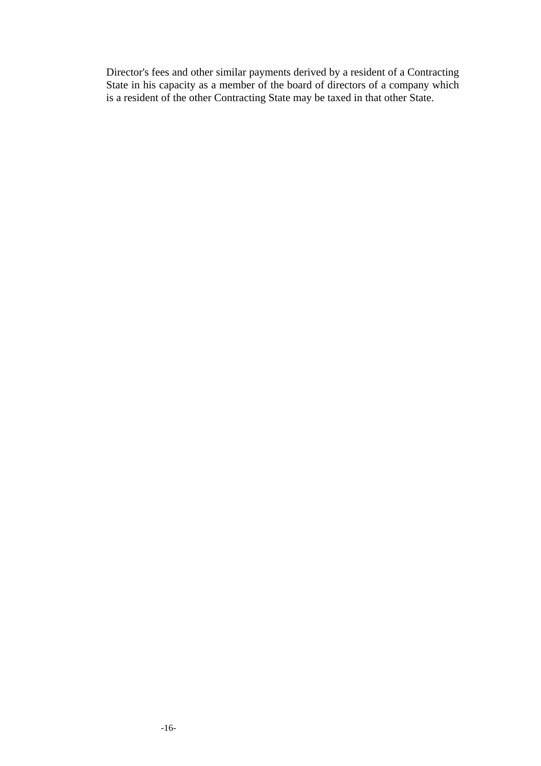Director's fees and other similar payments derived by a resident of a Contracting State in his capacity as a member of the board of directors of a company which is a resident of the other Contracting State may be taxed in that other State.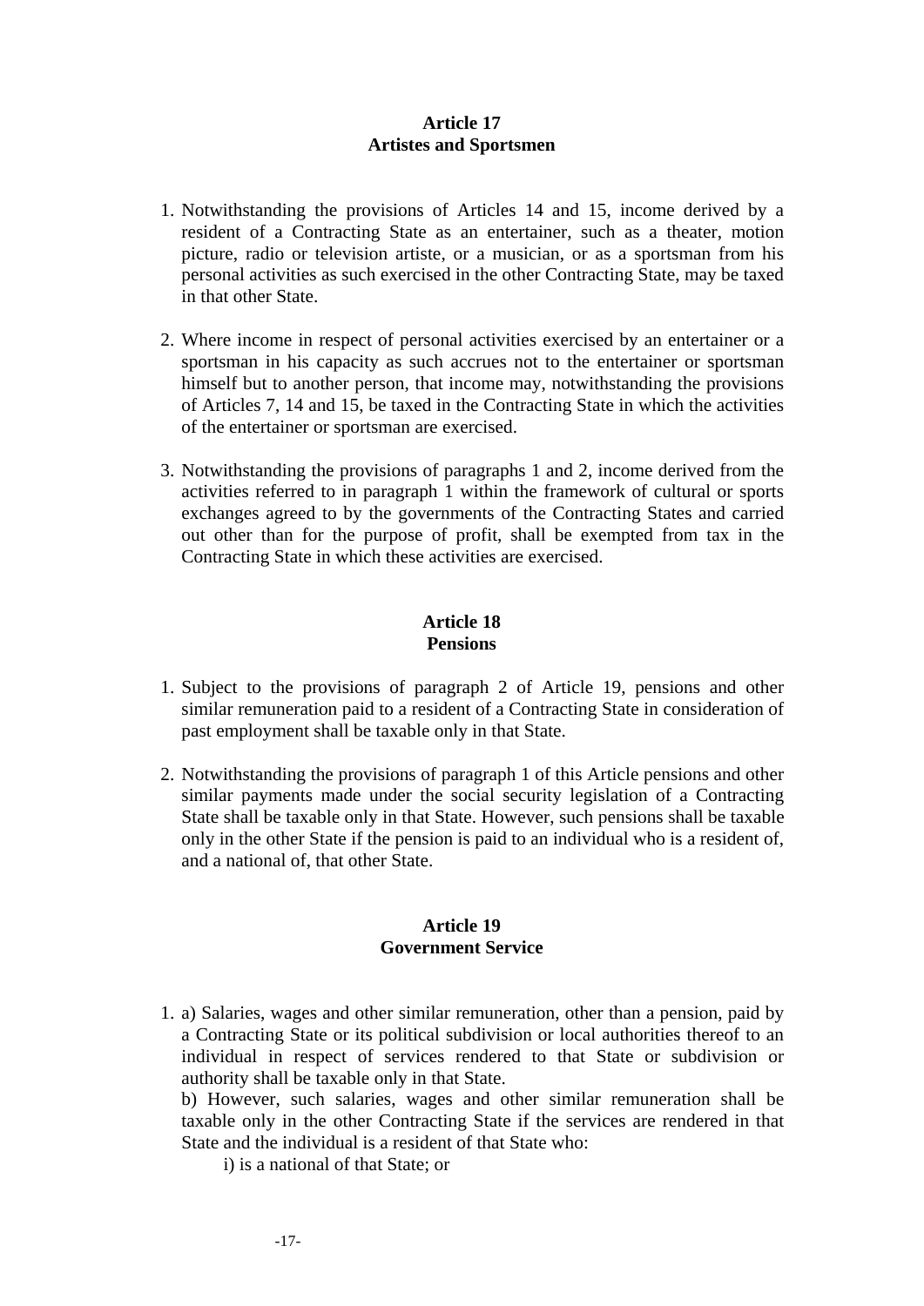## Article 17
## Artistes and Sportsmen

1. Notwithstanding the provisions of Articles 14 and 15, income derived by a resident of a Contracting State as an entertainer, such as a theater, motion picture, radio or television artiste, or a musician, or as a sportsman from his personal activities as such exercised in the other Contracting State, may be taxed in that other State.

2. Where income in respect of personal activities exercised by an entertainer or a sportsman in his capacity as such accrues not to the entertainer or sportsman himself but to another person, that income may, notwithstanding the provisions of Articles 7, 14 and 15, be taxed in the Contracting State in which the activities of the entertainer or sportsman are exercised.

3. Notwithstanding the provisions of paragraphs 1 and 2, income derived from the activities referred to in paragraph 1 within the framework of cultural or sports exchanges agreed to by the governments of the Contracting States and carried out other than for the purpose of profit, shall be exempted from tax in the Contracting State in which these activities are exercised.

## Article 18
## Pensions

1. Subject to the provisions of paragraph 2 of Article 19, pensions and other similar remuneration paid to a resident of a Contracting State in consideration of past employment shall be taxable only in that State.

2. Notwithstanding the provisions of paragraph 1 of this Article pensions and other similar payments made under the social security legislation of a Contracting State shall be taxable only in that State. However, such pensions shall be taxable only in the other State if the pension is paid to an individual who is a resident of, and a national of, that other State.

## Article 19
## Government Service

1. a) Salaries, wages and other similar remuneration, other than a pension, paid by a Contracting State or its political subdivision or local authorities thereof to an individual in respect of services rendered to that State or subdivision or authority shall be taxable only in that State.

   b) However, such salaries, wages and other similar remuneration shall be taxable only in the other Contracting State if the services are rendered in that State and the individual is a resident of that State who:

   i) is a national of that State; or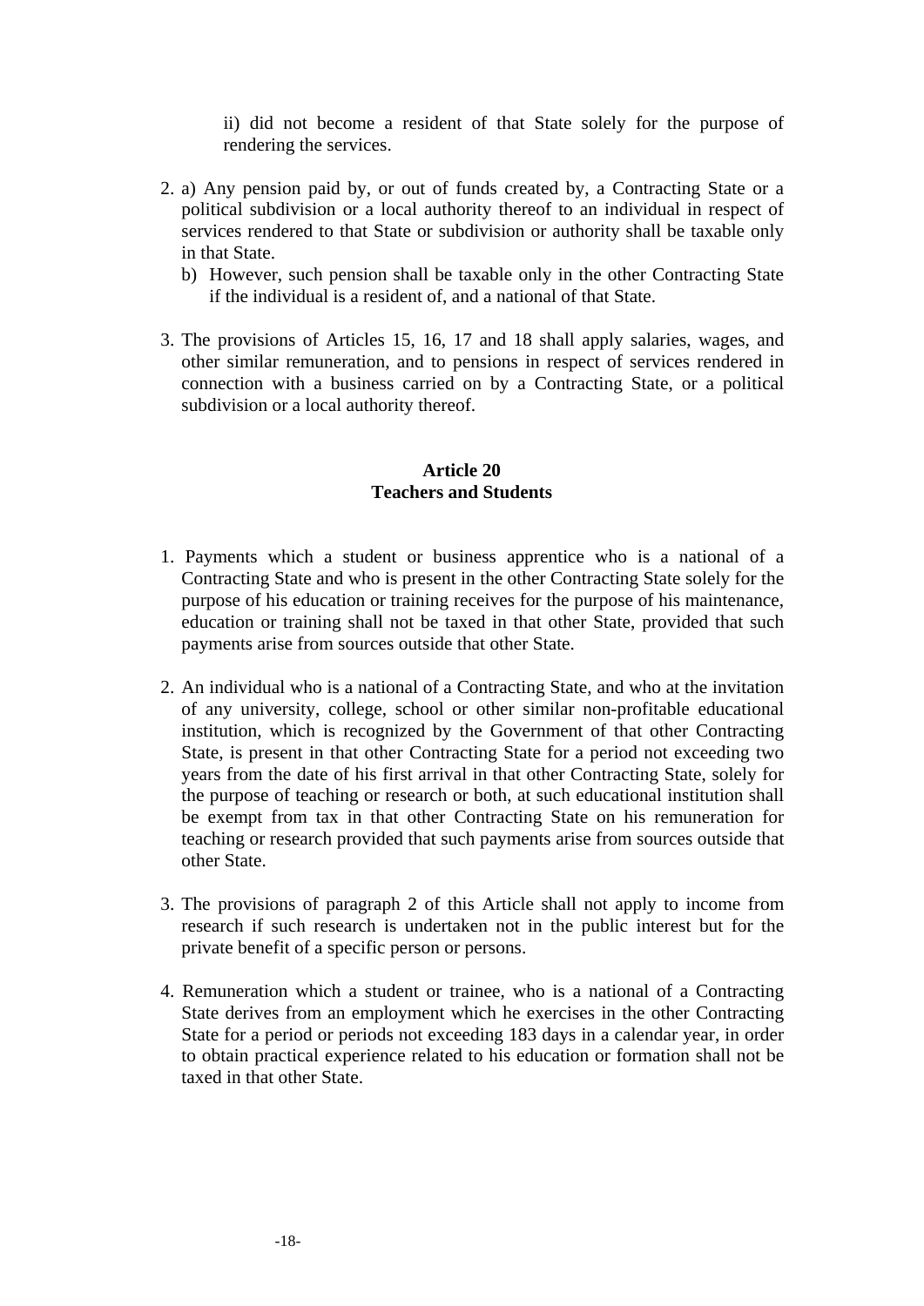ii) did not become a resident of that State solely for the purpose of rendering the services.

2. a) Any pension paid by, or out of funds created by, a Contracting State or a political subdivision or a local authority thereof to an individual in respect of services rendered to that State or subdivision or authority shall be taxable only in that State.

   b) However, such pension shall be taxable only in the other Contracting State if the individual is a resident of, and a national of that State.

3. The provisions of Articles 15, 16, 17 and 18 shall apply salaries, wages, and other similar remuneration, and to pensions in respect of services rendered in connection with a business carried on by a Contracting State, or a political subdivision or a local authority thereof.

## Article 20
## Teachers and Students

1. Payments which a student or business apprentice who is a national of a Contracting State and who is present in the other Contracting State solely for the purpose of his education or training receives for the purpose of his maintenance, education or training shall not be taxed in that other State, provided that such payments arise from sources outside that other State.

2. An individual who is a national of a Contracting State, and who at the invitation of any university, college, school or other similar non-profitable educational institution, which is recognized by the Government of that other Contracting State, is present in that other Contracting State for a period not exceeding two years from the date of his first arrival in that other Contracting State, solely for the purpose of teaching or research or both, at such educational institution shall be exempt from tax in that other Contracting State on his remuneration for teaching or research provided that such payments arise from sources outside that other State.

3. The provisions of paragraph 2 of this Article shall not apply to income from research if such research is undertaken not in the public interest but for the private benefit of a specific person or persons.

4. Remuneration which a student or trainee, who is a national of a Contracting State derives from an employment which he exercises in the other Contracting State for a period or periods not exceeding 183 days in a calendar year, in order to obtain practical experience related to his education or formation shall not be taxed in that other State.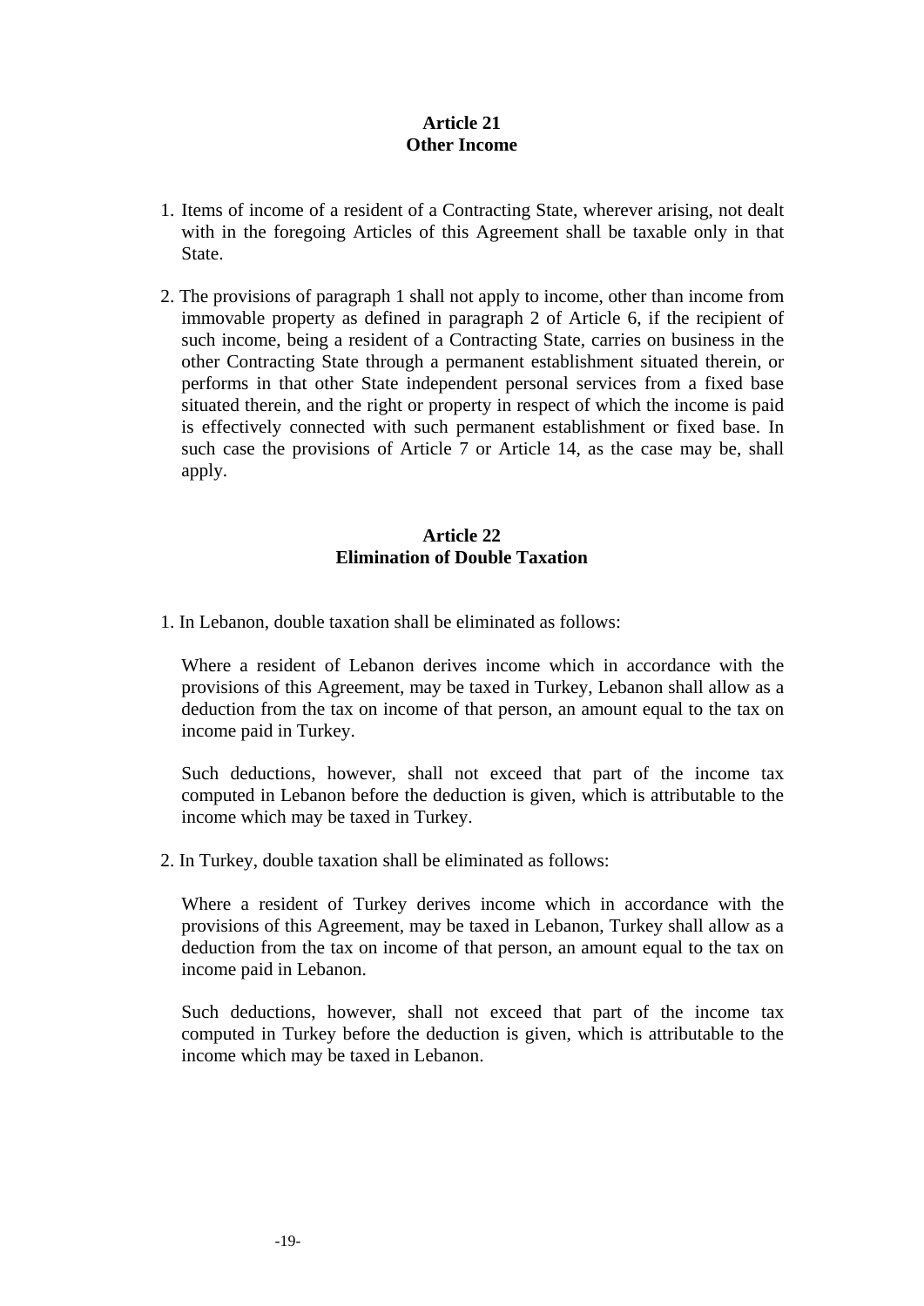## Article 21
## Other Income

1. Items of income of a resident of a Contracting State, wherever arising, not dealt with in the foregoing Articles of this Agreement shall be taxable only in that State.

2. The provisions of paragraph 1 shall not apply to income, other than income from immovable property as defined in paragraph 2 of Article 6, if the recipient of such income, being a resident of a Contracting State, carries on business in the other Contracting State through a permanent establishment situated therein, or performs in that other State independent personal services from a fixed base situated therein, and the right or property in respect of which the income is paid is effectively connected with such permanent establishment or fixed base. In such case the provisions of Article 7 or Article 14, as the case may be, shall apply.

## Article 22
## Elimination of Double Taxation

1. In Lebanon, double taxation shall be eliminated as follows:

   Where a resident of Lebanon derives income which in accordance with the provisions of this Agreement, may be taxed in Turkey, Lebanon shall allow as a deduction from the tax on income of that person, an amount equal to the tax on income paid in Turkey.

   Such deductions, however, shall not exceed that part of the income tax computed in Lebanon before the deduction is given, which is attributable to the income which may be taxed in Turkey.

2. In Turkey, double taxation shall be eliminated as follows:

   Where a resident of Turkey derives income which in accordance with the provisions of this Agreement, may be taxed in Lebanon, Turkey shall allow as a deduction from the tax on income of that person, an amount equal to the tax on income paid in Lebanon.

   Such deductions, however, shall not exceed that part of the income tax computed in Turkey before the deduction is given, which is attributable to the income which may be taxed in Lebanon.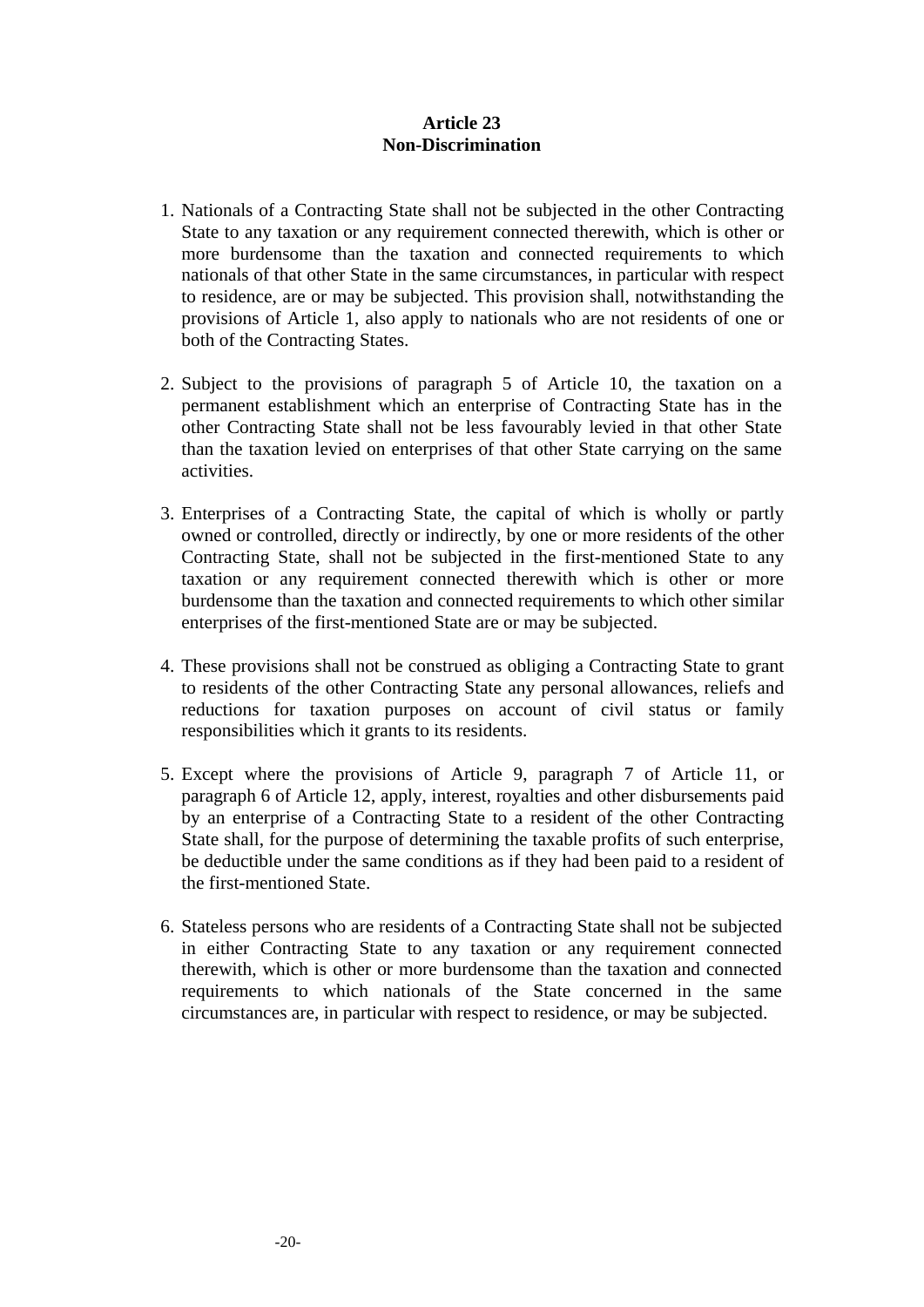**Article 23**
**Non-Discrimination**

1. Nationals of a Contracting State shall not be subjected in the other Contracting State to any taxation or any requirement connected therewith, which is other or more burdensome than the taxation and connected requirements to which nationals of that other State in the same circumstances, in particular with respect to residence, are or may be subjected. This provision shall, notwithstanding the provisions of Article 1, also apply to nationals who are not residents of one or both of the Contracting States.

2. Subject to the provisions of paragraph 5 of Article 10, the taxation on a permanent establishment which an enterprise of Contracting State has in the other Contracting State shall not be less favourably levied in that other State than the taxation levied on enterprises of that other State carrying on the same activities.

3. Enterprises of a Contracting State, the capital of which is wholly or partly owned or controlled, directly or indirectly, by one or more residents of the other Contracting State, shall not be subjected in the first-mentioned State to any taxation or any requirement connected therewith which is other or more burdensome than the taxation and connected requirements to which other similar enterprises of the first-mentioned State are or may be subjected.

4. These provisions shall not be construed as obliging a Contracting State to grant to residents of the other Contracting State any personal allowances, reliefs and reductions for taxation purposes on account of civil status or family responsibilities which it grants to its residents.

5. Except where the provisions of Article 9, paragraph 7 of Article 11, or paragraph 6 of Article 12, apply, interest, royalties and other disbursements paid by an enterprise of a Contracting State to a resident of the other Contracting State shall, for the purpose of determining the taxable profits of such enterprise, be deductible under the same conditions as if they had been paid to a resident of the first-mentioned State.

6. Stateless persons who are residents of a Contracting State shall not be subjected in either Contracting State to any taxation or any requirement connected therewith, which is other or more burdensome than the taxation and connected requirements to which nationals of the State concerned in the same circumstances are, in particular with respect to residence, or may be subjected.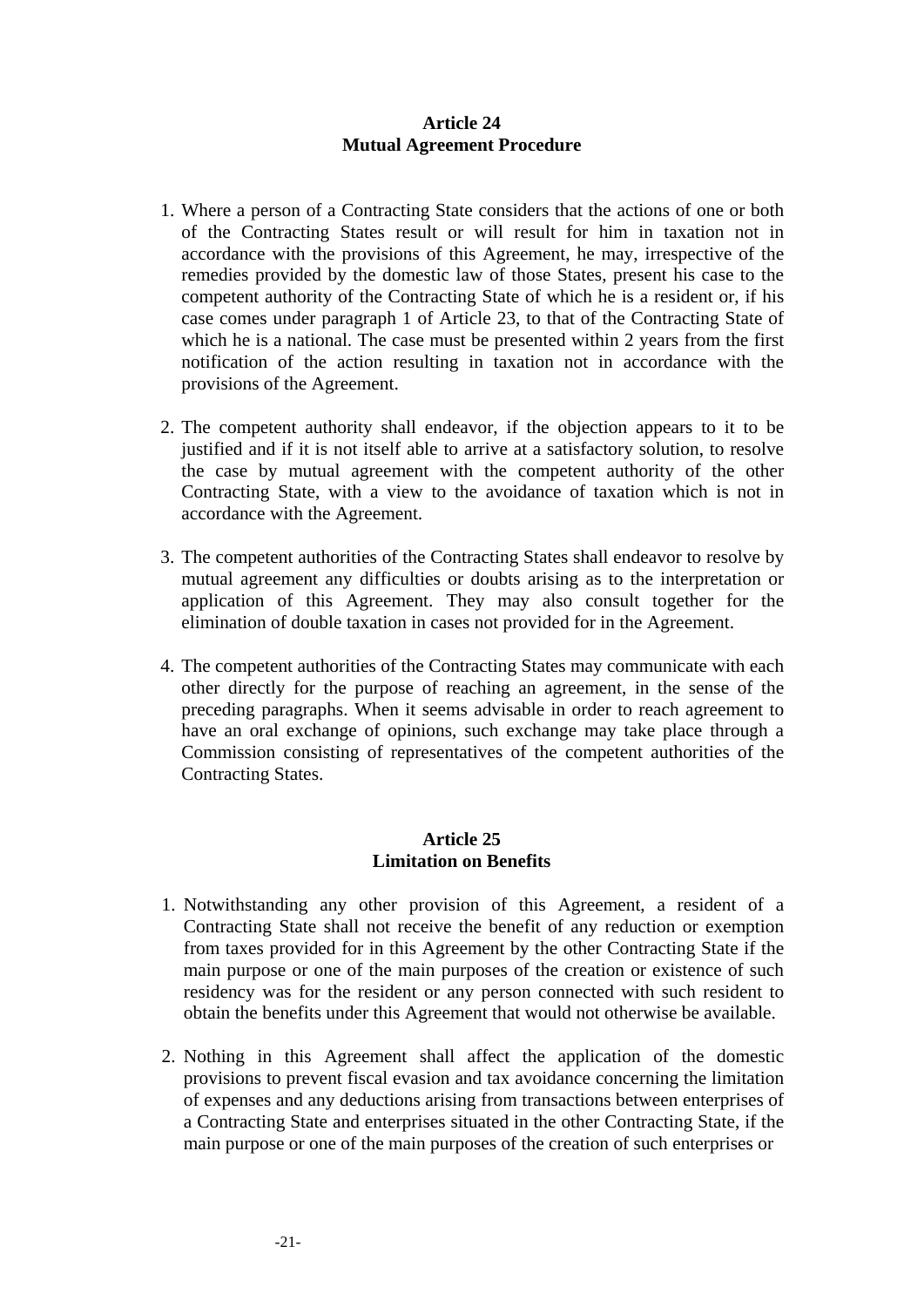## Article 24
## Mutual Agreement Procedure

1. Where a person of a Contracting State considers that the actions of one or both of the Contracting States result or will result for him in taxation not in accordance with the provisions of this Agreement, he may, irrespective of the remedies provided by the domestic law of those States, present his case to the competent authority of the Contracting State of which he is a resident or, if his case comes under paragraph 1 of Article 23, to that of the Contracting State of which he is a national. The case must be presented within 2 years from the first notification of the action resulting in taxation not in accordance with the provisions of the Agreement.

2. The competent authority shall endeavor, if the objection appears to it to be justified and if it is not itself able to arrive at a satisfactory solution, to resolve the case by mutual agreement with the competent authority of the other Contracting State, with a view to the avoidance of taxation which is not in accordance with the Agreement.

3. The competent authorities of the Contracting States shall endeavor to resolve by mutual agreement any difficulties or doubts arising as to the interpretation or application of this Agreement. They may also consult together for the elimination of double taxation in cases not provided for in the Agreement.

4. The competent authorities of the Contracting States may communicate with each other directly for the purpose of reaching an agreement, in the sense of the preceding paragraphs. When it seems advisable in order to reach agreement to have an oral exchange of opinions, such exchange may take place through a Commission consisting of representatives of the competent authorities of the Contracting States.

## Article 25
## Limitation on Benefits

1. Notwithstanding any other provision of this Agreement, a resident of a Contracting State shall not receive the benefit of any reduction or exemption from taxes provided for in this Agreement by the other Contracting State if the main purpose or one of the main purposes of the creation or existence of such residency was for the resident or any person connected with such resident to obtain the benefits under this Agreement that would not otherwise be available.

2. Nothing in this Agreement shall affect the application of the domestic provisions to prevent fiscal evasion and tax avoidance concerning the limitation of expenses and any deductions arising from transactions between enterprises of a Contracting State and enterprises situated in the other Contracting State, if the main purpose or one of the main purposes of the creation of such enterprises or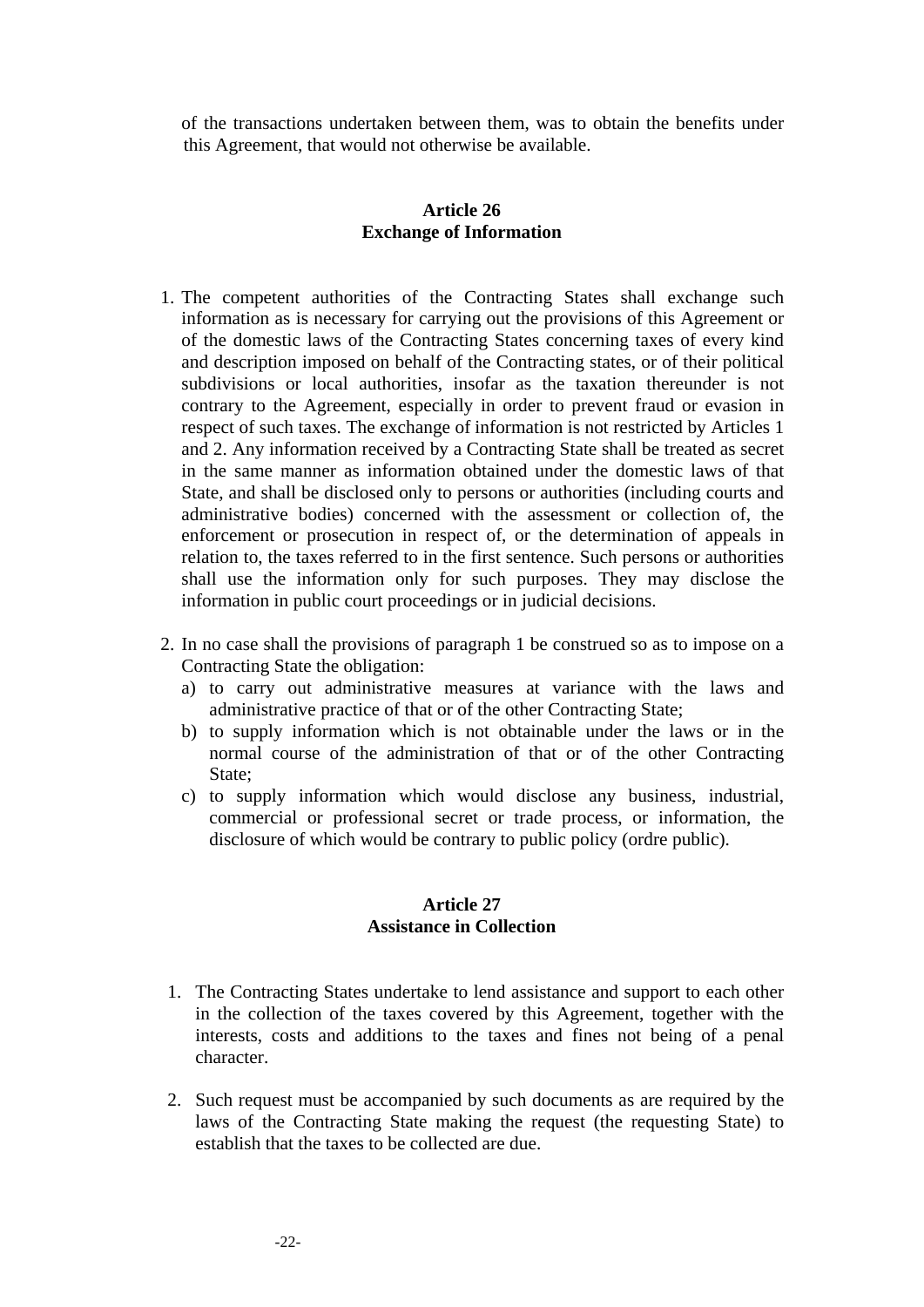of the transactions undertaken between them, was to obtain the benefits under this Agreement, that would not otherwise be available.

## Article 26
## Exchange of Information

1. The competent authorities of the Contracting States shall exchange such information as is necessary for carrying out the provisions of this Agreement or of the domestic laws of the Contracting States concerning taxes of every kind and description imposed on behalf of the Contracting states, or of their political subdivisions or local authorities, insofar as the taxation thereunder is not contrary to the Agreement, especially in order to prevent fraud or evasion in respect of such taxes. The exchange of information is not restricted by Articles 1 and 2. Any information received by a Contracting State shall be treated as secret in the same manner as information obtained under the domestic laws of that State, and shall be disclosed only to persons or authorities (including courts and administrative bodies) concerned with the assessment or collection of, the enforcement or prosecution in respect of, or the determination of appeals in relation to, the taxes referred to in the first sentence. Such persons or authorities shall use the information only for such purposes. They may disclose the information in public court proceedings or in judicial decisions.

2. In no case shall the provisions of paragraph 1 be construed so as to impose on a Contracting State the obligation:
   a) to carry out administrative measures at variance with the laws and administrative practice of that or of the other Contracting State;
   b) to supply information which is not obtainable under the laws or in the normal course of the administration of that or of the other Contracting State;
   c) to supply information which would disclose any business, industrial, commercial or professional secret or trade process, or information, the disclosure of which would be contrary to public policy (ordre public).

## Article 27
## Assistance in Collection

1. The Contracting States undertake to lend assistance and support to each other in the collection of the taxes covered by this Agreement, together with the interests, costs and additions to the taxes and fines not being of a penal character.

2. Such request must be accompanied by such documents as are required by the laws of the Contracting State making the request (the requesting State) to establish that the taxes to be collected are due.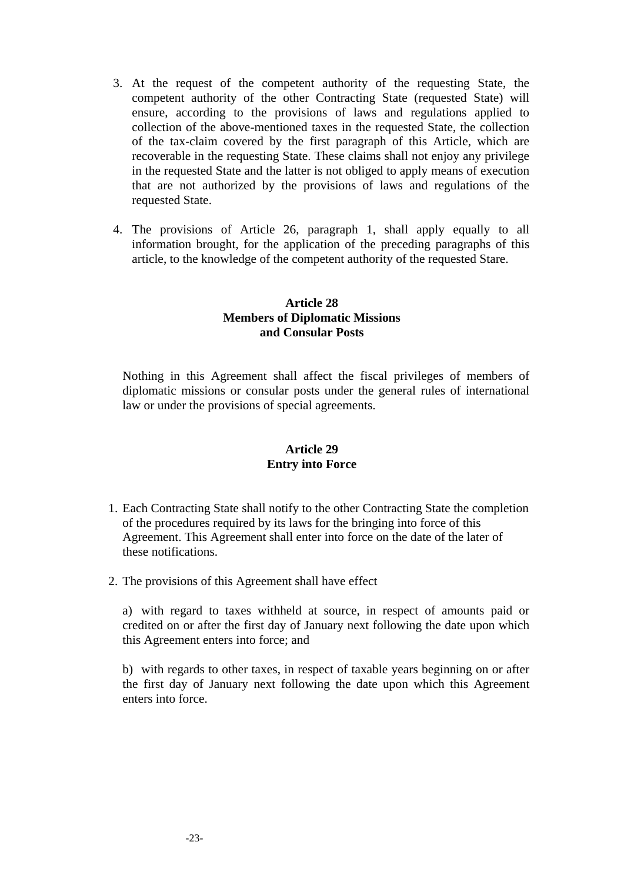3. At the request of the competent authority of the requesting State, the competent authority of the other Contracting State (requested State) will ensure, according to the provisions of laws and regulations applied to collection of the above-mentioned taxes in the requested State, the collection of the tax-claim covered by the first paragraph of this Article, which are recoverable in the requesting State. These claims shall not enjoy any privilege in the requested State and the latter is not obliged to apply means of execution that are not authorized by the provisions of laws and regulations of the requested State.

4. The provisions of Article 26, paragraph 1, shall apply equally to all information brought, for the application of the preceding paragraphs of this article, to the knowledge of the competent authority of the requested Stare.

### Article 28
### Members of Diplomatic Missions and Consular Posts

Nothing in this Agreement shall affect the fiscal privileges of members of diplomatic missions or consular posts under the general rules of international law or under the provisions of special agreements.

### Article 29
### Entry into Force

1. Each Contracting State shall notify to the other Contracting State the completion of the procedures required by its laws for the bringing into force of this Agreement. This Agreement shall enter into force on the date of the later of these notifications.

2. The provisions of this Agreement shall have effect

   a) with regard to taxes withheld at source, in respect of amounts paid or credited on or after the first day of January next following the date upon which this Agreement enters into force; and

   b) with regards to other taxes, in respect of taxable years beginning on or after the first day of January next following the date upon which this Agreement enters into force.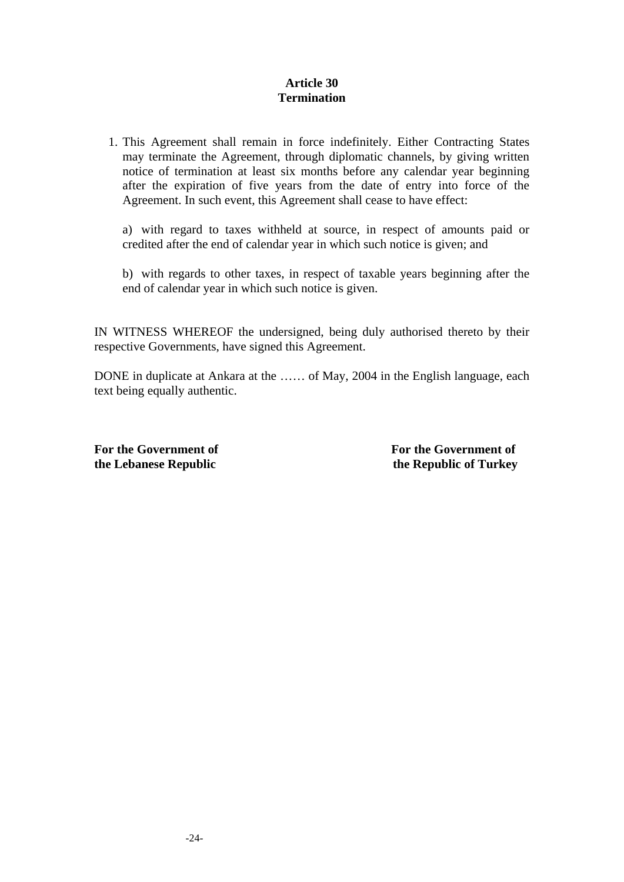**Article 30**
**Termination**

1. This Agreement shall remain in force indefinitely. Either Contracting States may terminate the Agreement, through diplomatic channels, by giving written notice of termination at least six months before any calendar year beginning after the expiration of five years from the date of entry into force of the Agreement. In such event, this Agreement shall cease to have effect:

   a) with regard to taxes withheld at source, in respect of amounts paid or credited after the end of calendar year in which such notice is given; and

   b) with regards to other taxes, in respect of taxable years beginning after the end of calendar year in which such notice is given.

IN WITNESS WHEREOF the undersigned, being duly authorised thereto by their respective Governments, have signed this Agreement.

DONE in duplicate at Ankara at the …… of May, 2004 in the English language, each text being equally authentic.

**For the Government of the Lebanese Republic**

**For the Government of the Republic of Turkey**